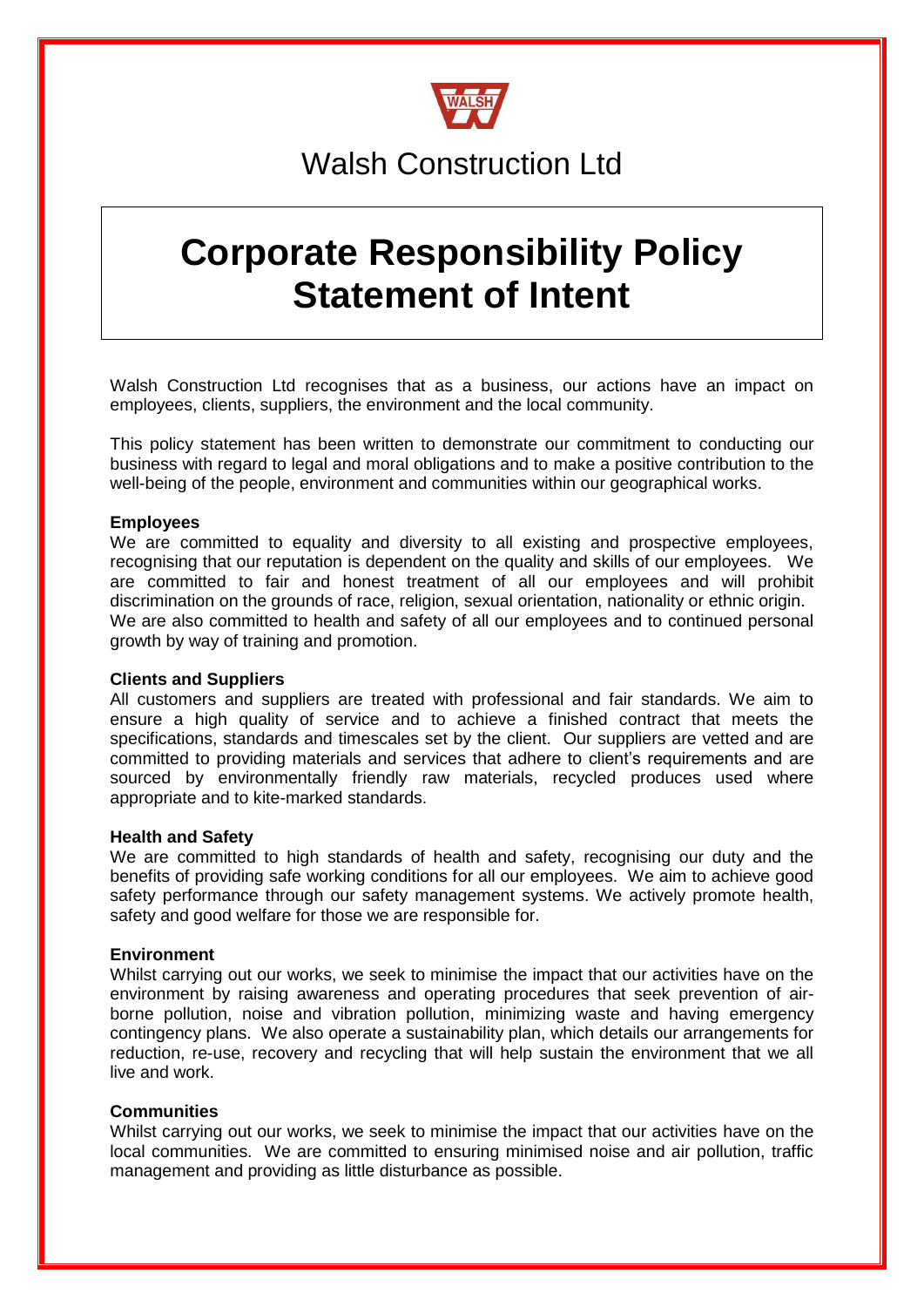Walsh Construction Ltd

# Corporate Responsibility Policy Statement of Intent

Walsh Construction Ltd recognises that as a business, our actions have an impact on employees, clients, suppliers, the environment and the local community.

This policy statement has been written to demonstrate our commitment to conducting our business with regard to legal and moral obligations and to make a positive contribution to the well-being of the people, environment and communities within our geographical works.

**Employees**

We are committed to equality and diversity to all existing and prospective employees, recognising that our reputation is dependent on the quality and skills of our employees. We are committed to fair and honest treatment of all our employees and will prohibit discrimination on the grounds of race, religion, sexual orientation, nationality or ethnic origin. We are also committed to health and safety of all our employees and to continued personal growth by way of training and promotion.

**Clients and Suppliers**

All customers and suppliers are treated with professional and fair standards. We aim to ensure a high quality of service and to achieve a finished contract that meets the specifications, standards and timescales set by the client. Our suppliers are vetted and are committed to providing materials and services that adhere to client's requirements and are sourced by environmentally friendly raw materials, recycled produces used where appropriate and to kite-marked standards.

**Health and Safety**

We are committed to high standards of health and safety, recognising our duty and the benefits of providing safe working conditions for all our employees. We aim to achieve good safety performance through our safety management systems. We actively promote health, safety and good welfare for those we are responsible for.

**Environment**

Whilst carrying out our works, we seek to minimise the impact that our activities have on the environment by raising awareness and operating procedures that seek prevention of air-borne pollution, noise and vibration pollution, minimizing waste and having emergency contingency plans. We also operate a sustainability plan, which details our arrangements for reduction, re-use, recovery and recycling that will help sustain the environment that we all live and work.

**Communities**

Whilst carrying out our works, we seek to minimise the impact that our activities have on the local communities. We are committed to ensuring minimised noise and air pollution, traffic management and providing as little disturbance as possible.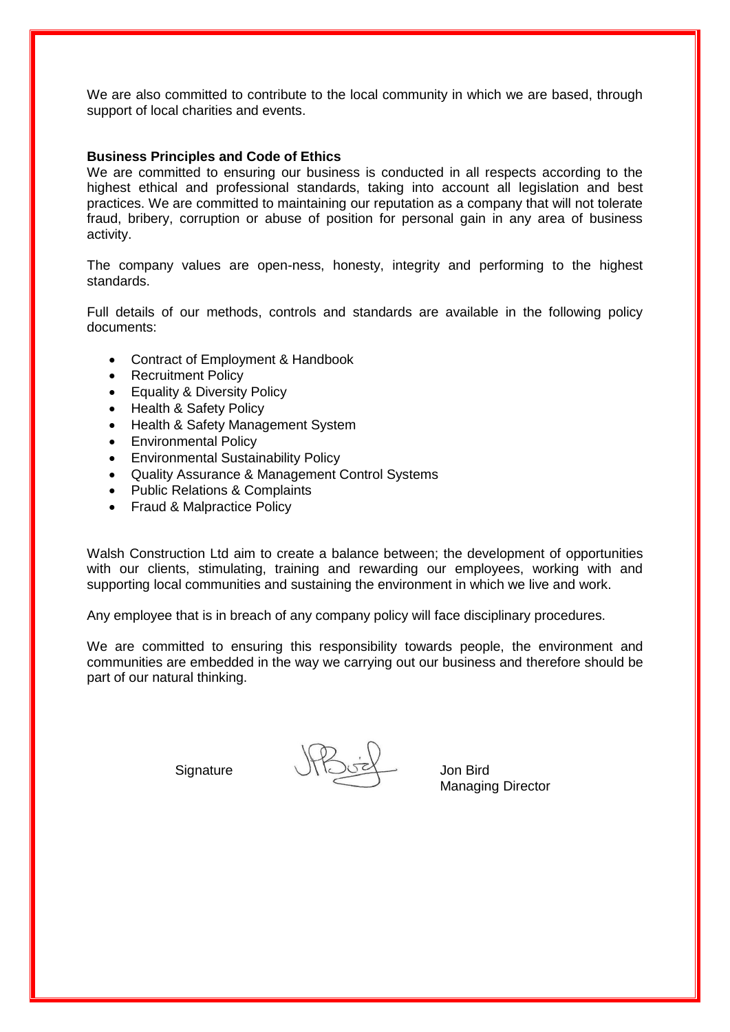We are also committed to contribute to the local community in which we are based, through support of local charities and events.

**Business Principles and Code of Ethics**

We are committed to ensuring our business is conducted in all respects according to the highest ethical and professional standards, taking into account all legislation and best practices. We are committed to maintaining our reputation as a company that will not tolerate fraud, bribery, corruption or abuse of position for personal gain in any area of business activity.

The company values are open-ness, honesty, integrity and performing to the highest standards.

Full details of our methods, controls and standards are available in the following policy documents:

- Contract of Employment & Handbook
- Recruitment Policy
- Equality & Diversity Policy
- Health & Safety Policy
- Health & Safety Management System
- Environmental Policy
- Environmental Sustainability Policy
- Quality Assurance & Management Control Systems
- Public Relations & Complaints
- Fraud & Malpractice Policy

Walsh Construction Ltd aim to create a balance between; the development of opportunities with our clients, stimulating, training and rewarding our employees, working with and supporting local communities and sustaining the environment in which we live and work.

Any employee that is in breach of any company policy will face disciplinary procedures.

We are committed to ensuring this responsibility towards people, the environment and communities are embedded in the way we carrying out our business and therefore should be part of our natural thinking.

Signature

Jon Bird
Managing Director